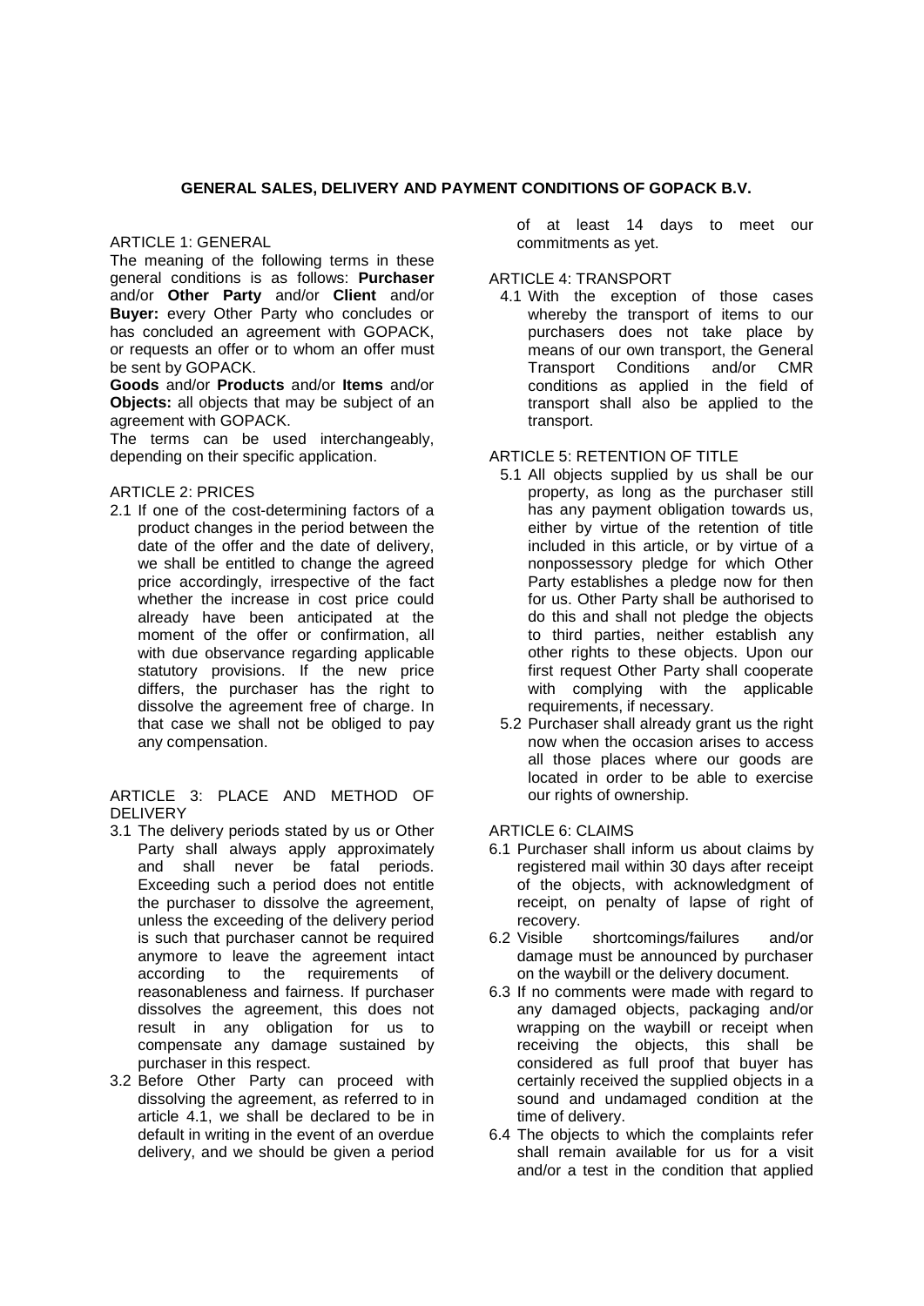# GENERAL SALES, DELIVERY AND PAYMENT CONDITIONS OF GOPACK B.V.

## ARTICLE 1: GENERAL

The meaning of the following terms in these general conditions is as follows: **Purchaser** and/or **Other Party** and/or **Client** and/or **Buyer:** every Other Party who concludes or has concluded an agreement with GOPACK, or requests an offer or to whom an offer must be sent by GOPACK.

**Goods** and/or **Products** and/or **Items** and/or **Objects:** all objects that may be subject of an agreement with GOPACK.

The terms can be used interchangeably, depending on their specific application.

## ARTICLE 2: PRICES

2.1 If one of the cost-determining factors of a product changes in the period between the date of the offer and the date of delivery, we shall be entitled to change the agreed price accordingly, irrespective of the fact whether the increase in cost price could already have been anticipated at the moment of the offer or confirmation, all with due observance regarding applicable statutory provisions. If the new price differs, the purchaser has the right to dissolve the agreement free of charge. In that case we shall not be obliged to pay any compensation.

## ARTICLE 3: PLACE AND METHOD OF DELIVERY

3.1 The delivery periods stated by us or Other Party shall always apply approximately and shall never be fatal periods. Exceeding such a period does not entitle the purchaser to dissolve the agreement, unless the exceeding of the delivery period is such that purchaser cannot be required anymore to leave the agreement intact according to the requirements of reasonableness and fairness. If purchaser dissolves the agreement, this does not result in any obligation for us to compensate any damage sustained by purchaser in this respect.

3.2 Before Other Party can proceed with dissolving the agreement, as referred to in article 4.1, we shall be declared to be in default in writing in the event of an overdue delivery, and we should be given a period of at least 14 days to meet our commitments as yet.

## ARTICLE 4: TRANSPORT

4.1 With the exception of those cases whereby the transport of items to our purchasers does not take place by means of our own transport, the General Transport Conditions and/or CMR conditions as applied in the field of transport shall also be applied to the transport.

## ARTICLE 5: RETENTION OF TITLE

5.1 All objects supplied by us shall be our property, as long as the purchaser still has any payment obligation towards us, either by virtue of the retention of title included in this article, or by virtue of a nonpossessory pledge for which Other Party establishes a pledge now for then for us. Other Party shall be authorised to do this and shall not pledge the objects to third parties, neither establish any other rights to these objects. Upon our first request Other Party shall cooperate with complying with the applicable requirements, if necessary.

5.2 Purchaser shall already grant us the right now when the occasion arises to access all those places where our goods are located in order to be able to exercise our rights of ownership.

## ARTICLE 6: CLAIMS

6.1 Purchaser shall inform us about claims by registered mail within 30 days after receipt of the objects, with acknowledgment of receipt, on penalty of lapse of right of recovery.

6.2 Visible shortcomings/failures and/or damage must be announced by purchaser on the waybill or the delivery document.

6.3 If no comments were made with regard to any damaged objects, packaging and/or wrapping on the waybill or receipt when receiving the objects, this shall be considered as full proof that buyer has certainly received the supplied objects in a sound and undamaged condition at the time of delivery.

6.4 The objects to which the complaints refer shall remain available for us for a visit and/or a test in the condition that applied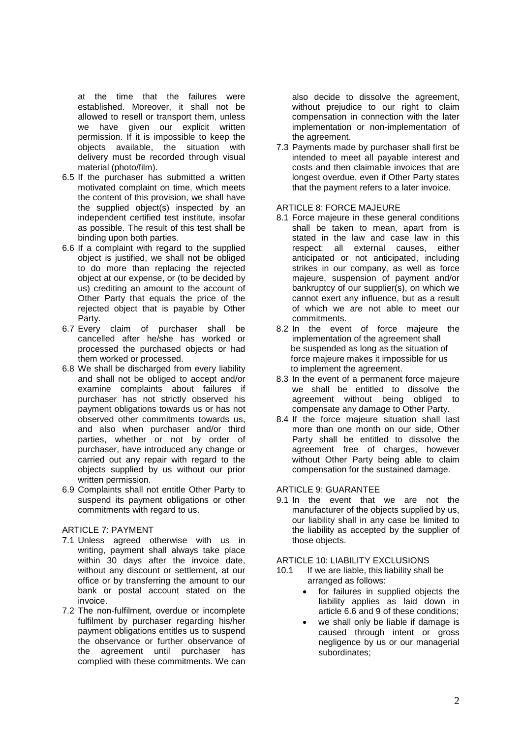at the time that the failures were established. Moreover, it shall not be allowed to resell or transport them, unless we have given our explicit written permission. If it is impossible to keep the objects available, the situation with delivery must be recorded through visual material (photo/film).

6.5 If the purchaser has submitted a written motivated complaint on time, which meets the content of this provision, we shall have the supplied object(s) inspected by an independent certified test institute, insofar as possible. The result of this test shall be binding upon both parties.

6.6 If a complaint with regard to the supplied object is justified, we shall not be obliged to do more than replacing the rejected object at our expense, or (to be decided by us) crediting an amount to the account of Other Party that equals the price of the rejected object that is payable by Other Party.

6.7 Every claim of purchaser shall be cancelled after he/she has worked or processed the purchased objects or had them worked or processed.

6.8 We shall be discharged from every liability and shall not be obliged to accept and/or examine complaints about failures if purchaser has not strictly observed his payment obligations towards us or has not observed other commitments towards us, and also when purchaser and/or third parties, whether or not by order of purchaser, have introduced any change or carried out any repair with regard to the objects supplied by us without our prior written permission.

6.9 Complaints shall not entitle Other Party to suspend its payment obligations or other commitments with regard to us.

## ARTICLE 7: PAYMENT

7.1 Unless agreed otherwise with us in writing, payment shall always take place within 30 days after the invoice date, without any discount or settlement, at our office or by transferring the amount to our bank or postal account stated on the invoice.

7.2 The non-fulfilment, overdue or incomplete fulfilment by purchaser regarding his/her payment obligations entitles us to suspend the observance or further observance of the agreement until purchaser has complied with these commitments. We can also decide to dissolve the agreement, without prejudice to our right to claim compensation in connection with the later implementation or non-implementation of the agreement.

7.3 Payments made by purchaser shall first be intended to meet all payable interest and costs and then claimable invoices that are longest overdue, even if Other Party states that the payment refers to a later invoice.

## ARTICLE 8: FORCE MAJEURE

8.1 Force majeure in these general conditions shall be taken to mean, apart from is stated in the law and case law in this respect: all external causes, either anticipated or not anticipated, including strikes in our company, as well as force majeure, suspension of payment and/or bankruptcy of our supplier(s), on which we cannot exert any influence, but as a result of which we are not able to meet our commitments.

8.2 In the event of force majeure the implementation of the agreement shall be suspended as long as the situation of force majeure makes it impossible for us to implement the agreement.

8.3 In the event of a permanent force majeure we shall be entitled to dissolve the agreement without being obliged to compensate any damage to Other Party.

8.4 If the force majeure situation shall last more than one month on our side, Other Party shall be entitled to dissolve the agreement free of charges, however without Other Party being able to claim compensation for the sustained damage.

## ARTICLE 9: GUARANTEE

9.1 In the event that we are not the manufacturer of the objects supplied by us, our liability shall in any case be limited to the liability as accepted by the supplier of those objects.

## ARTICLE 10: LIABILITY EXCLUSIONS

10.1 If we are liable, this liability shall be arranged as follows:

- for failures in supplied objects the liability applies as laid down in article 6.6 and 9 of these conditions;
- we shall only be liable if damage is caused through intent or gross negligence by us or our managerial subordinates;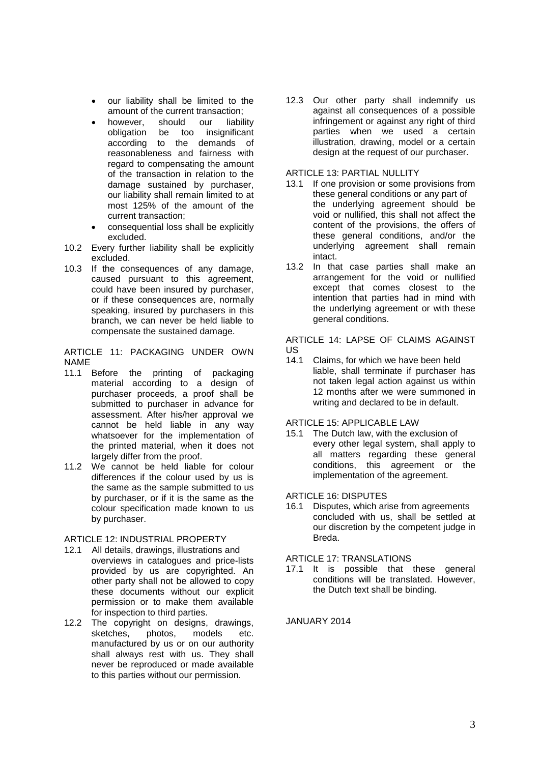- our liability shall be limited to the amount of the current transaction;
- however, should our liability obligation be too insignificant according to the demands of reasonableness and fairness with regard to compensating the amount of the transaction in relation to the damage sustained by purchaser, our liability shall remain limited to at most 125% of the amount of the current transaction;
- consequential loss shall be explicitly excluded.

10.2 Every further liability shall be explicitly excluded.

10.3 If the consequences of any damage, caused pursuant to this agreement, could have been insured by purchaser, or if these consequences are, normally speaking, insured by purchasers in this branch, we can never be held liable to compensate the sustained damage.

ARTICLE 11: PACKAGING UNDER OWN NAME

11.1 Before the printing of packaging material according to a design of purchaser proceeds, a proof shall be submitted to purchaser in advance for assessment. After his/her approval we cannot be held liable in any way whatsoever for the implementation of the printed material, when it does not largely differ from the proof.

11.2 We cannot be held liable for colour differences if the colour used by us is the same as the sample submitted to us by purchaser, or if it is the same as the colour specification made known to us by purchaser.

ARTICLE 12: INDUSTRIAL PROPERTY

12.1 All details, drawings, illustrations and overviews in catalogues and price-lists provided by us are copyrighted. An other party shall not be allowed to copy these documents without our explicit permission or to make them available for inspection to third parties.

12.2 The copyright on designs, drawings, sketches, photos, models etc. manufactured by us or on our authority shall always rest with us. They shall never be reproduced or made available to this parties without our permission.

12.3 Our other party shall indemnify us against all consequences of a possible infringement or against any right of third parties when we used a certain illustration, drawing, model or a certain design at the request of our purchaser.

ARTICLE 13: PARTIAL NULLITY

13.1 If one provision or some provisions from these general conditions or any part of the underlying agreement should be void or nullified, this shall not affect the content of the provisions, the offers of these general conditions, and/or the underlying agreement shall remain intact.

13.2 In that case parties shall make an arrangement for the void or nullified except that comes closest to the intention that parties had in mind with the underlying agreement or with these general conditions.

ARTICLE 14: LAPSE OF CLAIMS AGAINST US

14.1 Claims, for which we have been held liable, shall terminate if purchaser has not taken legal action against us within 12 months after we were summoned in writing and declared to be in default.

ARTICLE 15: APPLICABLE LAW

15.1 The Dutch law, with the exclusion of every other legal system, shall apply to all matters regarding these general conditions, this agreement or the implementation of the agreement.

ARTICLE 16: DISPUTES

16.1 Disputes, which arise from agreements concluded with us, shall be settled at our discretion by the competent judge in Breda.

ARTICLE 17: TRANSLATIONS

17.1 It is possible that these general conditions will be translated. However, the Dutch text shall be binding.

JANUARY 2014